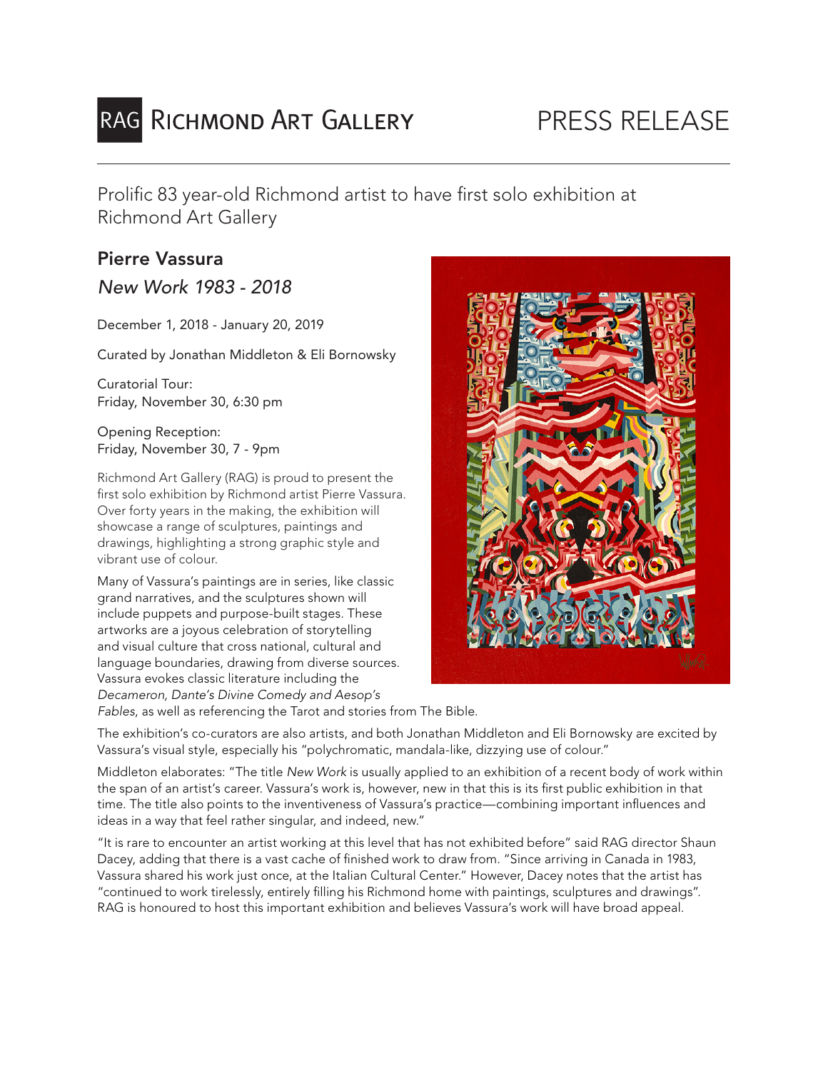RAG **Richmond Art Gallery**

PRESS RELEASE

Prolific 83 year-old Richmond artist to have first solo exhibition at Richmond Art Gallery

## Pierre Vassura

### *New Work 1983 - 2018*

December 1, 2018 - January 20, 2019

Curated by Jonathan Middleton & Eli Bornowsky

Curatorial Tour:
Friday, November 30, 6:30 pm

Opening Reception:
Friday, November 30, 7 - 9pm

Richmond Art Gallery (RAG) is proud to present the first solo exhibition by Richmond artist Pierre Vassura. Over forty years in the making, the exhibition will showcase a range of sculptures, paintings and drawings, highlighting a strong graphic style and vibrant use of colour.

Many of Vassura's paintings are in series, like classic grand narratives, and the sculptures shown will include puppets and purpose-built stages. These artworks are a joyous celebration of storytelling and visual culture that cross national, cultural and language boundaries, drawing from diverse sources. Vassura evokes classic literature including the *Decameron, Dante's Divine Comedy and Aesop's Fables*, as well as referencing the Tarot and stories from The Bible.

The exhibition's co-curators are also artists, and both Jonathan Middleton and Eli Bornowsky are excited by Vassura's visual style, especially his "polychromatic, mandala-like, dizzying use of colour."

Middleton elaborates: "The title *New Work* is usually applied to an exhibition of a recent body of work within the span of an artist's career. Vassura's work is, however, new in that this is its first public exhibition in that time. The title also points to the inventiveness of Vassura's practice—combining important influences and ideas in a way that feel rather singular, and indeed, new."

"It is rare to encounter an artist working at this level that has not exhibited before" said RAG director Shaun Dacey, adding that there is a vast cache of finished work to draw from. "Since arriving in Canada in 1983, Vassura shared his work just once, at the Italian Cultural Center." However, Dacey notes that the artist has "continued to work tirelessly, entirely filling his Richmond home with paintings, sculptures and drawings". RAG is honoured to host this important exhibition and believes Vassura's work will have broad appeal.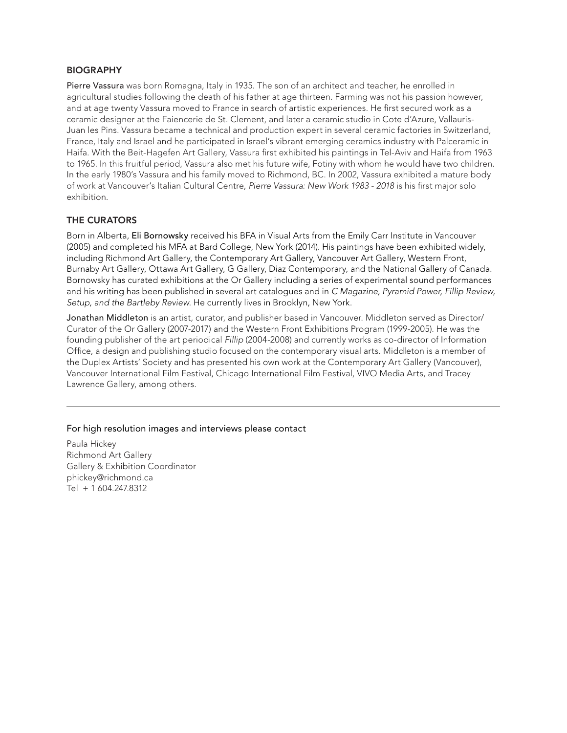## BIOGRAPHY

**Pierre Vassura** was born Romagna, Italy in 1935. The son of an architect and teacher, he enrolled in agricultural studies following the death of his father at age thirteen. Farming was not his passion however, and at age twenty Vassura moved to France in search of artistic experiences. He first secured work as a ceramic designer at the Faiencerie de St. Clement, and later a ceramic studio in Cote d'Azure, Vallauris-Juan les Pins. Vassura became a technical and production expert in several ceramic factories in Switzerland, France, Italy and Israel and he participated in Israel's vibrant emerging ceramics industry with Palceramic in Haifa. With the Beit-Hagefen Art Gallery, Vassura first exhibited his paintings in Tel-Aviv and Haifa from 1963 to 1965. In this fruitful period, Vassura also met his future wife, Fotiny with whom he would have two children. In the early 1980's Vassura and his family moved to Richmond, BC. In 2002, Vassura exhibited a mature body of work at Vancouver's Italian Cultural Centre, *Pierre Vassura: New Work 1983 - 2018* is his first major solo exhibition.

## THE CURATORS

Born in Alberta, **Eli Bornowsky** received his BFA in Visual Arts from the Emily Carr Institute in Vancouver (2005) and completed his MFA at Bard College, New York (2014). His paintings have been exhibited widely, including Richmond Art Gallery, the Contemporary Art Gallery, Vancouver Art Gallery, Western Front, Burnaby Art Gallery, Ottawa Art Gallery, G Gallery, Diaz Contemporary, and the National Gallery of Canada. Bornowsky has curated exhibitions at the Or Gallery including a series of experimental sound performances and his writing has been published in several art catalogues and in *C Magazine, Pyramid Power, Fillip Review, Setup, and the Bartleby Review*. He currently lives in Brooklyn, New York.

**Jonathan Middleton** is an artist, curator, and publisher based in Vancouver. Middleton served as Director/Curator of the Or Gallery (2007-2017) and the Western Front Exhibitions Program (1999-2005). He was the founding publisher of the art periodical *Fillip* (2004-2008) and currently works as co-director of Information Office, a design and publishing studio focused on the contemporary visual arts. Middleton is a member of the Duplex Artists' Society and has presented his own work at the Contemporary Art Gallery (Vancouver), Vancouver International Film Festival, Chicago International Film Festival, VIVO Media Arts, and Tracey Lawrence Gallery, among others.

---

For high resolution images and interviews please contact

Paula Hickey
Richmond Art Gallery
Gallery & Exhibition Coordinator
phickey@richmond.ca
Tel + 1 604.247.8312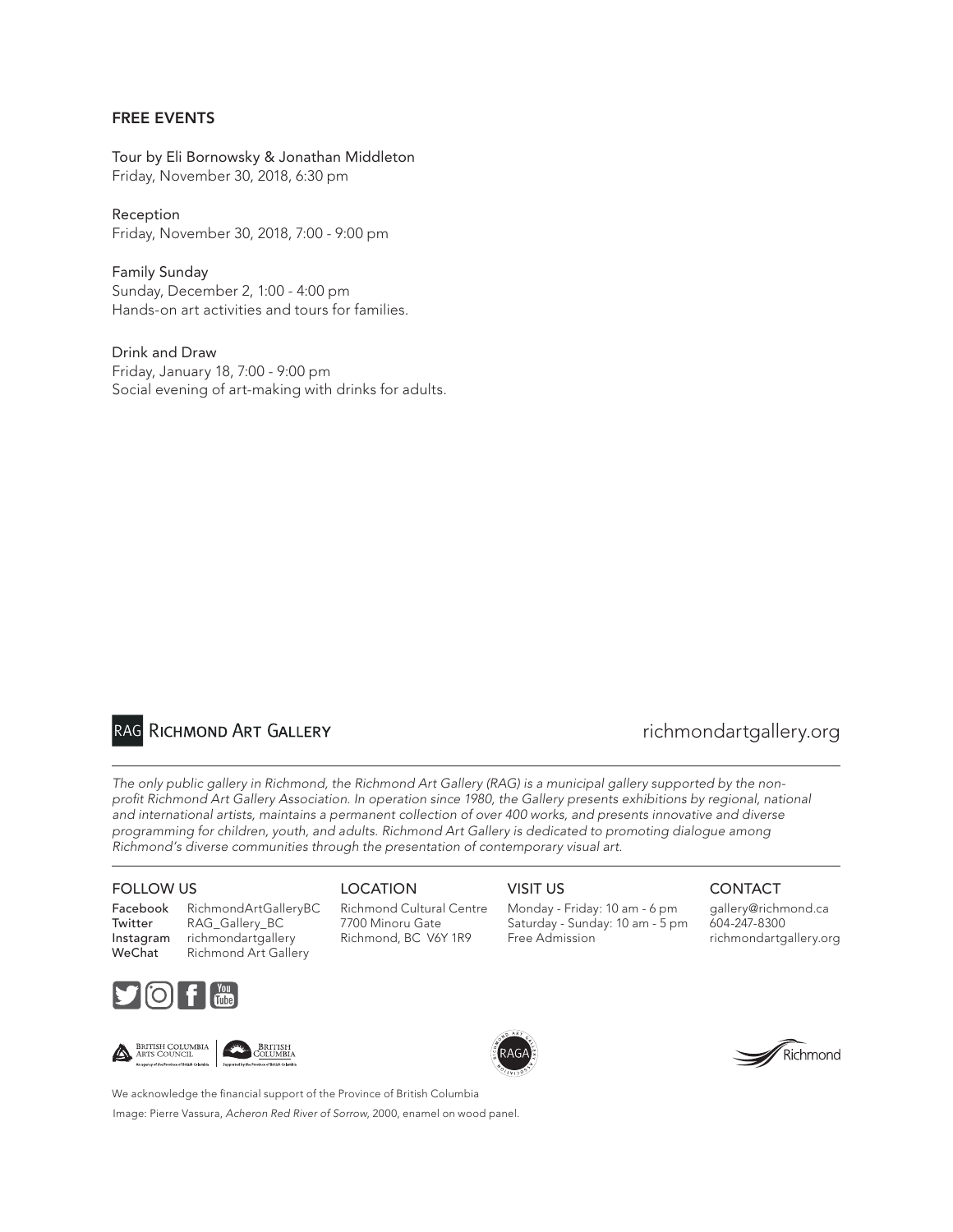## FREE EVENTS

Tour by Eli Bornowsky & Jonathan Middleton
Friday, November 30, 2018, 6:30 pm

Reception
Friday, November 30, 2018, 7:00 - 9:00 pm

Family Sunday
Sunday, December 2, 1:00 - 4:00 pm
Hands-on art activities and tours for families.

Drink and Draw
Friday, January 18, 7:00 - 9:00 pm
Social evening of art-making with drinks for adults.

RAG RICHMOND ART GALLERY

richmondartgallery.org

*The only public gallery in Richmond, the Richmond Art Gallery (RAG) is a municipal gallery supported by the non-profit Richmond Art Gallery Association. In operation since 1980, the Gallery presents exhibitions by regional, national and international artists, maintains a permanent collection of over 400 works, and presents innovative and diverse programming for children, youth, and adults. Richmond Art Gallery is dedicated to promoting dialogue among Richmond's diverse communities through the presentation of contemporary visual art.*

### FOLLOW US

**Facebook** RichmondArtGalleryBC
**Twitter** RAG_Gallery_BC
**Instagram** richmondartgallery
**WeChat** Richmond Art Gallery

### LOCATION

Richmond Cultural Centre
7700 Minoru Gate
Richmond, BC V6Y 1R9

### VISIT US

Monday - Friday: 10 am - 6 pm
Saturday - Sunday: 10 am - 5 pm
Free Admission

### CONTACT

gallery@richmond.ca
604-247-8300
richmondartgallery.org

We acknowledge the financial support of the Province of British Columbia

Image: Pierre Vassura, *Acheron Red River of Sorrow,* 2000, enamel on wood panel.